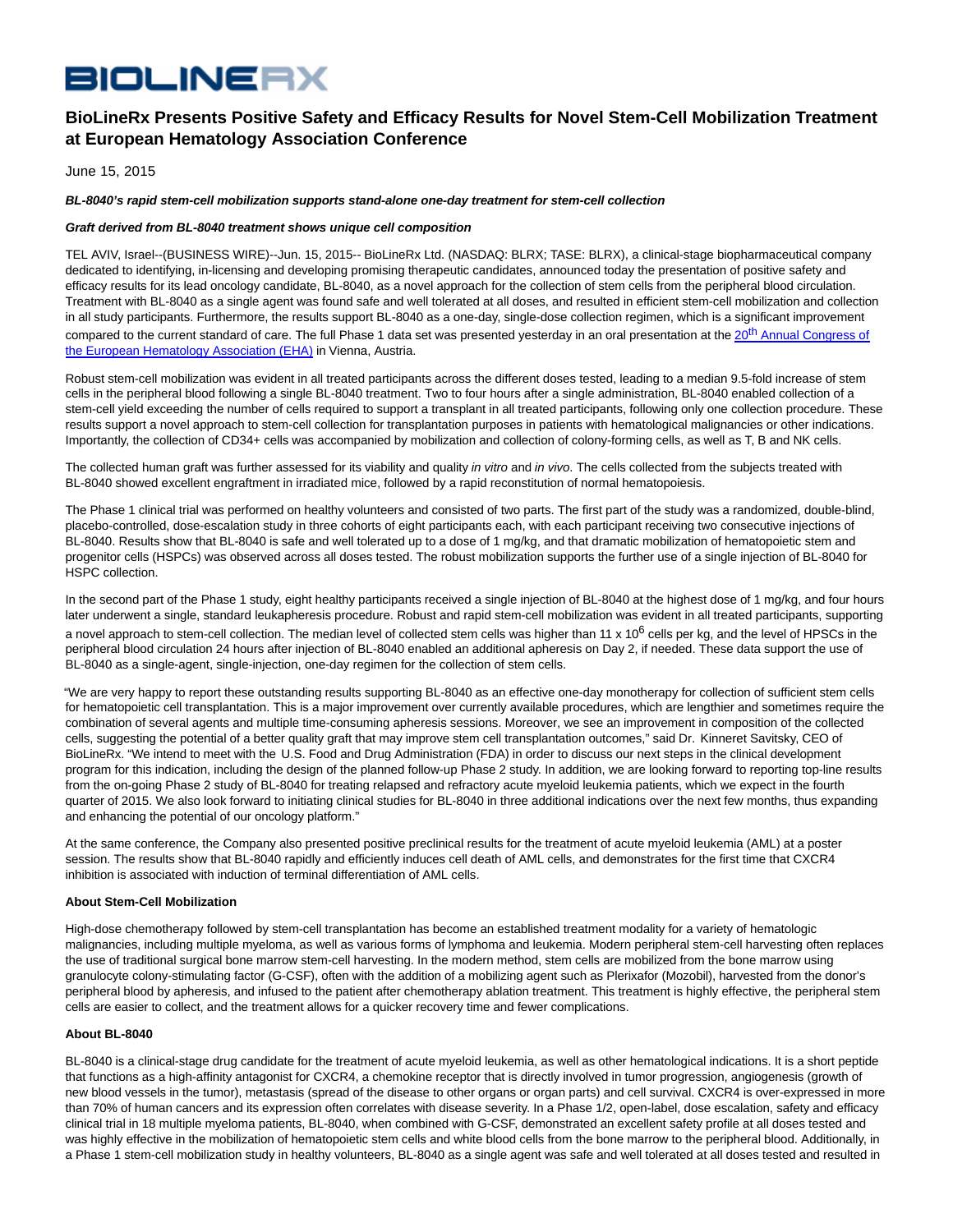# BIOLINERX

## BioLineRx Presents Positive Safety and Efficacy Results for Novel Stem-Cell Mobilization Treatment at European Hematology Association Conference

June 15, 2015

***BL-8040's rapid stem-cell mobilization supports stand-alone one-day treatment for stem-cell collection***

***Graft derived from BL-8040 treatment shows unique cell composition***

TEL AVIV, Israel--(BUSINESS WIRE)--Jun. 15, 2015-- BioLineRx Ltd. (NASDAQ: BLRX; TASE: BLRX), a clinical-stage biopharmaceutical company dedicated to identifying, in-licensing and developing promising therapeutic candidates, announced today the presentation of positive safety and efficacy results for its lead oncology candidate, BL-8040, as a novel approach for the collection of stem cells from the peripheral blood circulation. Treatment with BL-8040 as a single agent was found safe and well tolerated at all doses, and resulted in efficient stem-cell mobilization and collection in all study participants. Furthermore, the results support BL-8040 as a one-day, single-dose collection regimen, which is a significant improvement compared to the current standard of care. The full Phase 1 data set was presented yesterday in an oral presentation at the 20th Annual Congress of the European Hematology Association (EHA) in Vienna, Austria.

Robust stem-cell mobilization was evident in all treated participants across the different doses tested, leading to a median 9.5-fold increase of stem cells in the peripheral blood following a single BL-8040 treatment. Two to four hours after a single administration, BL-8040 enabled collection of a stem-cell yield exceeding the number of cells required to support a transplant in all treated participants, following only one collection procedure. These results support a novel approach to stem-cell collection for transplantation purposes in patients with hematological malignancies or other indications. Importantly, the collection of CD34+ cells was accompanied by mobilization and collection of colony-forming cells, as well as T, B and NK cells.

The collected human graft was further assessed for its viability and quality *in vitro* and *in vivo*. The cells collected from the subjects treated with BL-8040 showed excellent engraftment in irradiated mice, followed by a rapid reconstitution of normal hematopoiesis.

The Phase 1 clinical trial was performed on healthy volunteers and consisted of two parts. The first part of the study was a randomized, double-blind, placebo-controlled, dose-escalation study in three cohorts of eight participants each, with each participant receiving two consecutive injections of BL-8040. Results show that BL-8040 is safe and well tolerated up to a dose of 1 mg/kg, and that dramatic mobilization of hematopoietic stem and progenitor cells (HSPCs) was observed across all doses tested. The robust mobilization supports the further use of a single injection of BL-8040 for HSPC collection.

In the second part of the Phase 1 study, eight healthy participants received a single injection of BL-8040 at the highest dose of 1 mg/kg, and four hours later underwent a single, standard leukapheresis procedure. Robust and rapid stem-cell mobilization was evident in all treated participants, supporting a novel approach to stem-cell collection. The median level of collected stem cells was higher than $11 \times 10^6$ cells per kg, and the level of HPSCs in the peripheral blood circulation 24 hours after injection of BL-8040 enabled an additional apheresis on Day 2, if needed. These data support the use of BL-8040 as a single-agent, single-injection, one-day regimen for the collection of stem cells.

"We are very happy to report these outstanding results supporting BL-8040 as an effective one-day monotherapy for collection of sufficient stem cells for hematopoietic cell transplantation. This is a major improvement over currently available procedures, which are lengthier and sometimes require the combination of several agents and multiple time-consuming apheresis sessions. Moreover, we see an improvement in composition of the collected cells, suggesting the potential of a better quality graft that may improve stem cell transplantation outcomes," said Dr. Kinneret Savitsky, CEO of BioLineRx. "We intend to meet with the U.S. Food and Drug Administration (FDA) in order to discuss our next steps in the clinical development program for this indication, including the design of the planned follow-up Phase 2 study. In addition, we are looking forward to reporting top-line results from the on-going Phase 2 study of BL-8040 for treating relapsed and refractory acute myeloid leukemia patients, which we expect in the fourth quarter of 2015. We also look forward to initiating clinical studies for BL-8040 in three additional indications over the next few months, thus expanding and enhancing the potential of our oncology platform."

At the same conference, the Company also presented positive preclinical results for the treatment of acute myeloid leukemia (AML) at a poster session. The results show that BL-8040 rapidly and efficiently induces cell death of AML cells, and demonstrates for the first time that CXCR4 inhibition is associated with induction of terminal differentiation of AML cells.

### About Stem-Cell Mobilization

High-dose chemotherapy followed by stem-cell transplantation has become an established treatment modality for a variety of hematologic malignancies, including multiple myeloma, as well as various forms of lymphoma and leukemia. Modern peripheral stem-cell harvesting often replaces the use of traditional surgical bone marrow stem-cell harvesting. In the modern method, stem cells are mobilized from the bone marrow using granulocyte colony-stimulating factor (G-CSF), often with the addition of a mobilizing agent such as Plerixafor (Mozobil), harvested from the donor's peripheral blood by apheresis, and infused to the patient after chemotherapy ablation treatment. This treatment is highly effective, the peripheral stem cells are easier to collect, and the treatment allows for a quicker recovery time and fewer complications.

### About BL-8040

BL-8040 is a clinical-stage drug candidate for the treatment of acute myeloid leukemia, as well as other hematological indications. It is a short peptide that functions as a high-affinity antagonist for CXCR4, a chemokine receptor that is directly involved in tumor progression, angiogenesis (growth of new blood vessels in the tumor), metastasis (spread of the disease to other organs or organ parts) and cell survival. CXCR4 is over-expressed in more than 70% of human cancers and its expression often correlates with disease severity. In a Phase 1/2, open-label, dose escalation, safety and efficacy clinical trial in 18 multiple myeloma patients, BL-8040, when combined with G-CSF, demonstrated an excellent safety profile at all doses tested and was highly effective in the mobilization of hematopoietic stem cells and white blood cells from the bone marrow to the peripheral blood. Additionally, in a Phase 1 stem-cell mobilization study in healthy volunteers, BL-8040 as a single agent was safe and well tolerated at all doses tested and resulted in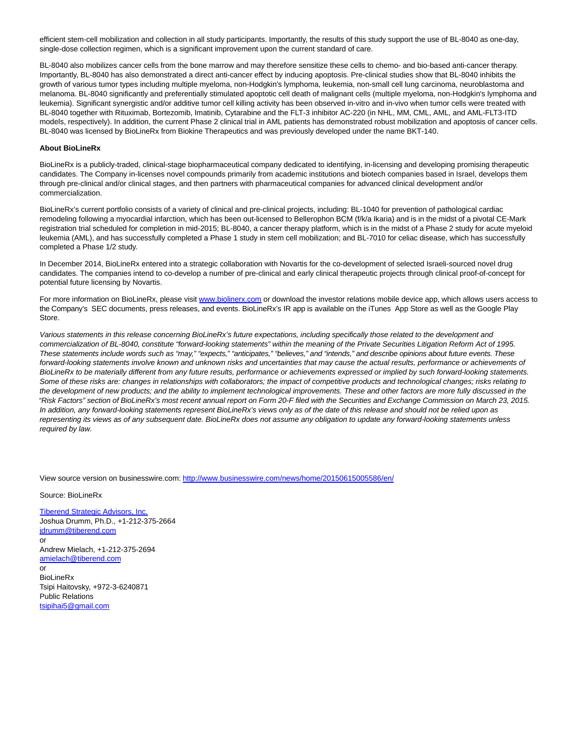efficient stem-cell mobilization and collection in all study participants. Importantly, the results of this study support the use of BL-8040 as one-day, single-dose collection regimen, which is a significant improvement upon the current standard of care.

BL-8040 also mobilizes cancer cells from the bone marrow and may therefore sensitize these cells to chemo- and bio-based anti-cancer therapy. Importantly, BL-8040 has also demonstrated a direct anti-cancer effect by inducing apoptosis. Pre-clinical studies show that BL-8040 inhibits the growth of various tumor types including multiple myeloma, non-Hodgkin's lymphoma, leukemia, non-small cell lung carcinoma, neuroblastoma and melanoma. BL-8040 significantly and preferentially stimulated apoptotic cell death of malignant cells (multiple myeloma, non-Hodgkin's lymphoma and leukemia). Significant synergistic and/or additive tumor cell killing activity has been observed in-vitro and in-vivo when tumor cells were treated with BL-8040 together with Rituximab, Bortezomib, Imatinib, Cytarabine and the FLT-3 inhibitor AC-220 (in NHL, MM, CML, AML, and AML-FLT3-ITD models, respectively). In addition, the current Phase 2 clinical trial in AML patients has demonstrated robust mobilization and apoptosis of cancer cells. BL-8040 was licensed by BioLineRx from Biokine Therapeutics and was previously developed under the name BKT-140.

**About BioLineRx**

BioLineRx is a publicly-traded, clinical-stage biopharmaceutical company dedicated to identifying, in-licensing and developing promising therapeutic candidates. The Company in-licenses novel compounds primarily from academic institutions and biotech companies based in Israel, develops them through pre-clinical and/or clinical stages, and then partners with pharmaceutical companies for advanced clinical development and/or commercialization.

BioLineRx's current portfolio consists of a variety of clinical and pre-clinical projects, including: BL-1040 for prevention of pathological cardiac remodeling following a myocardial infarction, which has been out-licensed to Bellerophon BCM (f/k/a Ikaria) and is in the midst of a pivotal CE-Mark registration trial scheduled for completion in mid-2015; BL-8040, a cancer therapy platform, which is in the midst of a Phase 2 study for acute myeloid leukemia (AML), and has successfully completed a Phase 1 study in stem cell mobilization; and BL-7010 for celiac disease, which has successfully completed a Phase 1/2 study.

In December 2014, BioLineRx entered into a strategic collaboration with Novartis for the co-development of selected Israeli-sourced novel drug candidates. The companies intend to co-develop a number of pre-clinical and early clinical therapeutic projects through clinical proof-of-concept for potential future licensing by Novartis.

For more information on BioLineRx, please visit [www.biolinerx.com](http://www.biolinerx.com) or download the investor relations mobile device app, which allows users access to the Company's SEC documents, press releases, and events. BioLineRx's IR app is available on the iTunes App Store as well as the Google Play Store.

*Various statements in this release concerning BioLineRx's future expectations, including specifically those related to the development and commercialization of BL-8040, constitute "forward-looking statements" within the meaning of the Private Securities Litigation Reform Act of 1995. These statements include words such as "may," "expects," "anticipates," "believes," and "intends," and describe opinions about future events. These forward-looking statements involve known and unknown risks and uncertainties that may cause the actual results, performance or achievements of BioLineRx to be materially different from any future results, performance or achievements expressed or implied by such forward-looking statements. Some of these risks are: changes in relationships with collaborators; the impact of competitive products and technological changes; risks relating to the development of new products; and the ability to implement technological improvements. These and other factors are more fully discussed in the "Risk Factors" section of BioLineRx's most recent annual report on Form 20-F filed with the Securities and Exchange Commission on March 23, 2015. In addition, any forward-looking statements represent BioLineRx's views only as of the date of this release and should not be relied upon as representing its views as of any subsequent date. BioLineRx does not assume any obligation to update any forward-looking statements unless required by law.*

View source version on businesswire.com: [http://www.businesswire.com/news/home/20150615005586/en/](http://www.businesswire.com/news/home/20150615005586/en/)

Source: BioLineRx

[Tiberend Strategic Advisors, Inc.](#)
Joshua Drumm, Ph.D., +1-212-375-2664
[jdrumm@tiberend.com](mailto:jdrumm@tiberend.com)
or
Andrew Mielach, +1-212-375-2694
[amielach@tiberend.com](mailto:amielach@tiberend.com)
or
BioLineRx
Tsipi Haitovsky, +972-3-6240871
Public Relations
[tsipihai5@gmail.com](mailto:tsipihai5@gmail.com)